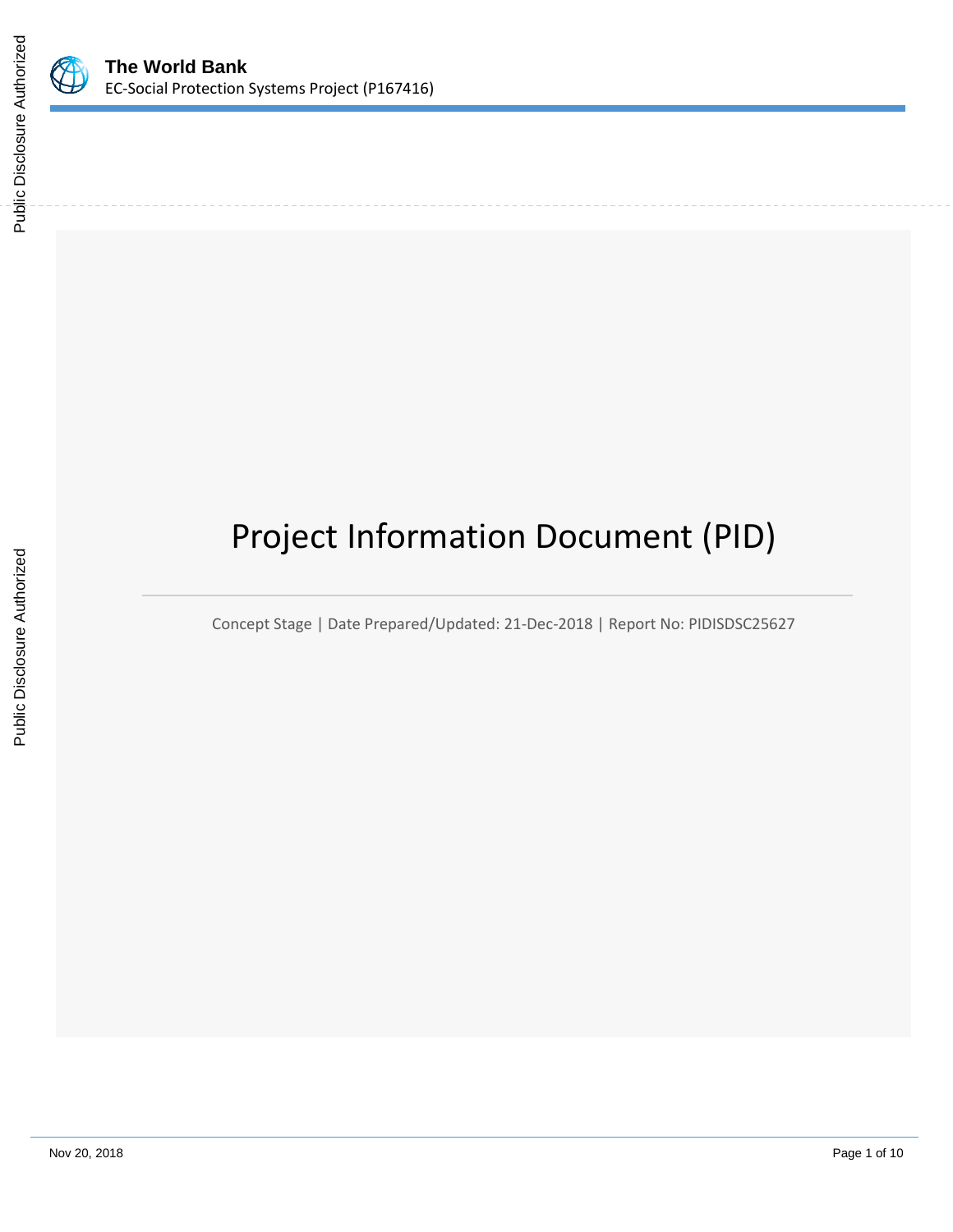# Project Information Document (PID)

Concept Stage | Date Prepared/Updated: 21-Dec-2018 | Report No: PIDISDSC25627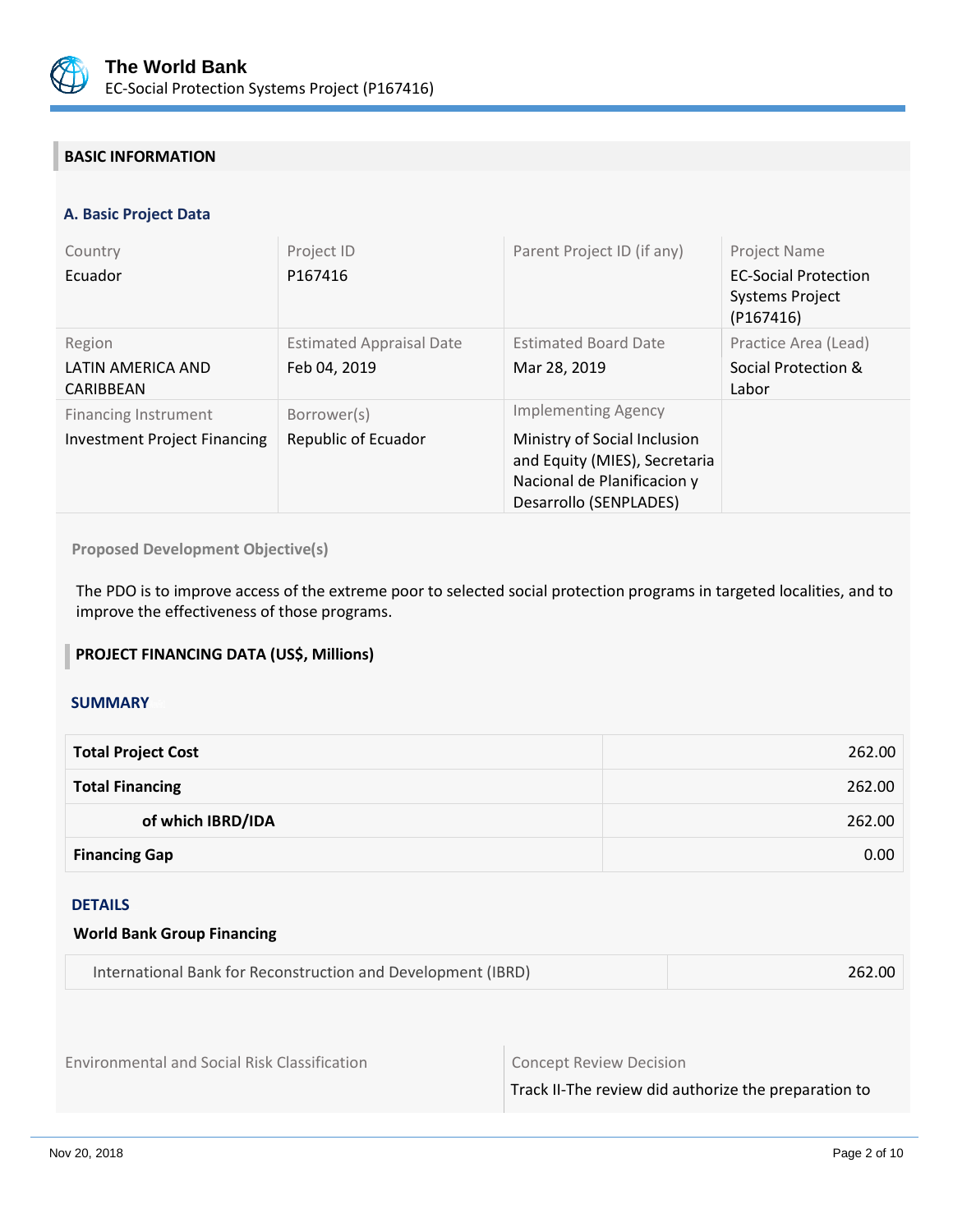## BASIC INFORMATION

### A. Basic Project Data

| Country | Project ID | Parent Project ID (if any) | Project Name |
|---|---|---|---|
| Ecuador | P167416 | | EC-Social Protection Systems Project (P167416) |
| **Region** | **Estimated Appraisal Date** | **Estimated Board Date** | **Practice Area (Lead)** |
| LATIN AMERICA AND CARIBBEAN | Feb 04, 2019 | Mar 28, 2019 | Social Protection & Labor |
| **Financing Instrument** | **Borrower(s)** | **Implementing Agency** | |
| Investment Project Financing | Republic of Ecuador | Ministry of Social Inclusion and Equity (MIES), Secretaria Nacional de Planificacion y Desarrollo (SENPLADES) | |

**Proposed Development Objective(s)**

The PDO is to improve access of the extreme poor to selected social protection programs in targeted localities, and to improve the effectiveness of those programs.

## PROJECT FINANCING DATA (US$, Millions)

### SUMMARY

| | |
|---|---|
| **Total Project Cost** | 262.00 |
| **Total Financing** | 262.00 |
| **of which IBRD/IDA** | 262.00 |
| **Financing Gap** | 0.00 |

### DETAILS

**World Bank Group Financing**

| | |
|---|---|
| International Bank for Reconstruction and Development (IBRD) | 262.00 |

| Environmental and Social Risk Classification | Concept Review Decision |
|---|---|
| | Track II-The review did authorize the preparation to |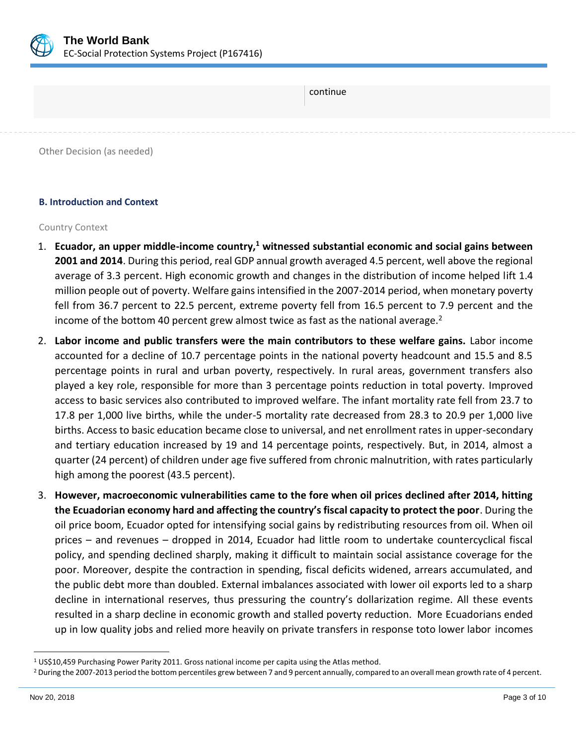| | continue |
|---|---|

Other Decision (as needed)

### B. Introduction and Context

Country Context

1. **Ecuador, an upper middle-income country,[1] witnessed substantial economic and social gains between 2001 and 2014**. During this period, real GDP annual growth averaged 4.5 percent, well above the regional average of 3.3 percent. High economic growth and changes in the distribution of income helped lift 1.4 million people out of poverty. Welfare gains intensified in the 2007-2014 period, when monetary poverty fell from 36.7 percent to 22.5 percent, extreme poverty fell from 16.5 percent to 7.9 percent and the income of the bottom 40 percent grew almost twice as fast as the national average.[2]

2. **Labor income and public transfers were the main contributors to these welfare gains.** Labor income accounted for a decline of 10.7 percentage points in the national poverty headcount and 15.5 and 8.5 percentage points in rural and urban poverty, respectively. In rural areas, government transfers also played a key role, responsible for more than 3 percentage points reduction in total poverty. Improved access to basic services also contributed to improved welfare. The infant mortality rate fell from 23.7 to 17.8 per 1,000 live births, while the under-5 mortality rate decreased from 28.3 to 20.9 per 1,000 live births. Access to basic education became close to universal, and net enrollment rates in upper-secondary and tertiary education increased by 19 and 14 percentage points, respectively. But, in 2014, almost a quarter (24 percent) of children under age five suffered from chronic malnutrition, with rates particularly high among the poorest (43.5 percent).

3. **However, macroeconomic vulnerabilities came to the fore when oil prices declined after 2014, hitting the Ecuadorian economy hard and affecting the country's fiscal capacity to protect the poor**. During the oil price boom, Ecuador opted for intensifying social gains by redistributing resources from oil. When oil prices – and revenues – dropped in 2014, Ecuador had little room to undertake countercyclical fiscal policy, and spending declined sharply, making it difficult to maintain social assistance coverage for the poor. Moreover, despite the contraction in spending, fiscal deficits widened, arrears accumulated, and the public debt more than doubled. External imbalances associated with lower oil exports led to a sharp decline in international reserves, thus pressuring the country's dollarization regime. All these events resulted in a sharp decline in economic growth and stalled poverty reduction. More Ecuadorians ended up in low quality jobs and relied more heavily on private transfers in response toto lower labor incomes

[1] US$10,459 Purchasing Power Parity 2011. Gross national income per capita using the Atlas method.

[2] During the 2007-2013 period the bottom percentiles grew between 7 and 9 percent annually, compared to an overall mean growth rate of 4 percent.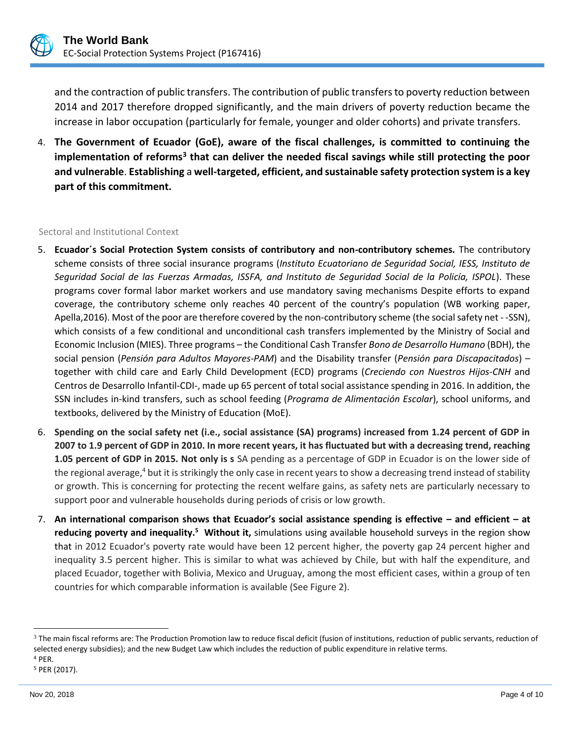and the contraction of public transfers. The contribution of public transfers to poverty reduction between 2014 and 2017 therefore dropped significantly, and the main drivers of poverty reduction became the increase in labor occupation (particularly for female, younger and older cohorts) and private transfers.

4. **The Government of Ecuador (GoE), aware of the fiscal challenges, is committed to continuing the implementation of reforms[3] that can deliver the needed fiscal savings while still protecting the poor and vulnerable**. **Establishing** a **well-targeted, efficient, and sustainable safety protection system is a key part of this commitment.**

### Sectoral and Institutional Context

5. **Ecuador´s Social Protection System consists of contributory and non-contributory schemes.** The contributory scheme consists of three social insurance programs (*Instituto Ecuatoriano de Seguridad Social, IESS, Instituto de Seguridad Social de las Fuerzas Armadas, ISSFA, and Instituto de Seguridad Social de la Policía, ISPOL*). These programs cover formal labor market workers and use mandatory saving mechanisms Despite efforts to expand coverage, the contributory scheme only reaches 40 percent of the country's population (WB working paper, Apella,2016). Most of the poor are therefore covered by the non-contributory scheme (the social safety net - -SSN), which consists of a few conditional and unconditional cash transfers implemented by the Ministry of Social and Economic Inclusion (MIES). Three programs – the Conditional Cash Transfer *Bono de Desarrollo Humano* (BDH), the social pension (*Pensión para Adultos Mayores-PAM*) and the Disability transfer (*Pensión para Discapacitados*) – together with child care and Early Child Development (ECD) programs (*Creciendo con Nuestros Hijos-CNH* and Centros de Desarrollo Infantil-CDI-, made up 65 percent of total social assistance spending in 2016. In addition, the SSN includes in-kind transfers, such as school feeding (*Programa de Alimentación Escolar*), school uniforms, and textbooks, delivered by the Ministry of Education (MoE).

6. **Spending on the social safety net (i.e., social assistance (SA) programs) increased from 1.24 percent of GDP in 2007 to 1.9 percent of GDP in 2010. In more recent years, it has fluctuated but with a decreasing trend, reaching 1.05 percent of GDP in 2015. Not only is s** SA pending as a percentage of GDP in Ecuador is on the lower side of the regional average,[4] but it is strikingly the only case in recent years to show a decreasing trend instead of stability or growth. This is concerning for protecting the recent welfare gains, as safety nets are particularly necessary to support poor and vulnerable households during periods of crisis or low growth.

7. **An international comparison shows that Ecuador's social assistance spending is effective – and efficient – at reducing poverty and inequality.[5] Without it,** simulations using available household surveys in the region show that in 2012 Ecuador's poverty rate would have been 12 percent higher, the poverty gap 24 percent higher and inequality 3.5 percent higher. This is similar to what was achieved by Chile, but with half the expenditure, and placed Ecuador, together with Bolivia, Mexico and Uruguay, among the most efficient cases, within a group of ten countries for which comparable information is available (See Figure 2).

---

[3] The main fiscal reforms are: The Production Promotion law to reduce fiscal deficit (fusion of institutions, reduction of public servants, reduction of selected energy subsidies); and the new Budget Law which includes the reduction of public expenditure in relative terms.

[4] PER.

[5] PER (2017).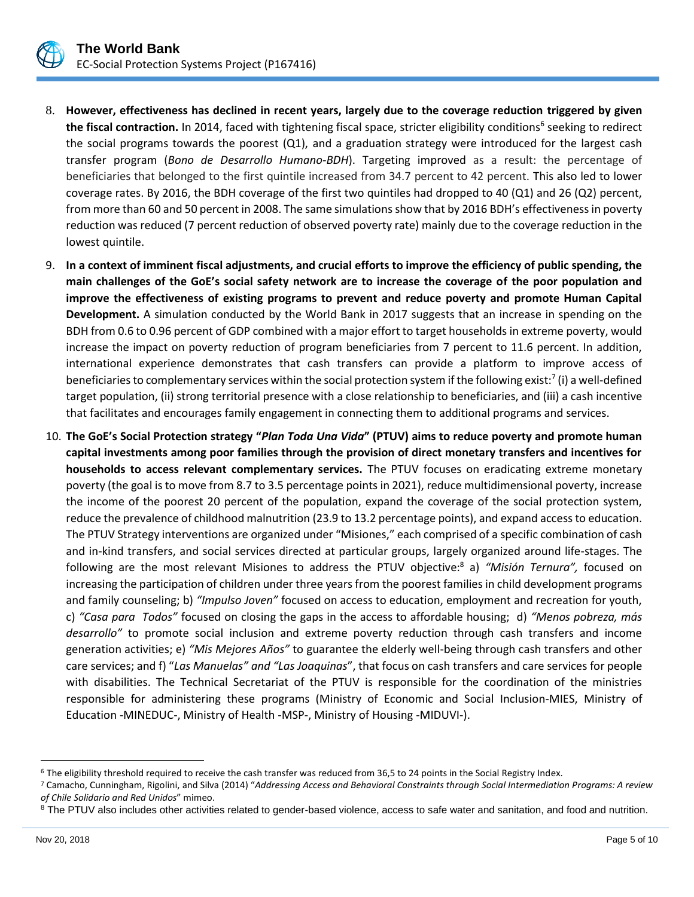8. **However, effectiveness has declined in recent years, largely due to the coverage reduction triggered by given the fiscal contraction.** In 2014, faced with tightening fiscal space, stricter eligibility conditions[6] seeking to redirect the social programs towards the poorest (Q1), and a graduation strategy were introduced for the largest cash transfer program (*Bono de Desarrollo Humano-BDH*). Targeting improved as a result: the percentage of beneficiaries that belonged to the first quintile increased from 34.7 percent to 42 percent. This also led to lower coverage rates. By 2016, the BDH coverage of the first two quintiles had dropped to 40 (Q1) and 26 (Q2) percent, from more than 60 and 50 percent in 2008. The same simulations show that by 2016 BDH's effectiveness in poverty reduction was reduced (7 percent reduction of observed poverty rate) mainly due to the coverage reduction in the lowest quintile.

9. **In a context of imminent fiscal adjustments, and crucial efforts to improve the efficiency of public spending, the main challenges of the GoE's social safety network are to increase the coverage of the poor population and improve the effectiveness of existing programs to prevent and reduce poverty and promote Human Capital Development.** A simulation conducted by the World Bank in 2017 suggests that an increase in spending on the BDH from 0.6 to 0.96 percent of GDP combined with a major effort to target households in extreme poverty, would increase the impact on poverty reduction of program beneficiaries from 7 percent to 11.6 percent. In addition, international experience demonstrates that cash transfers can provide a platform to improve access of beneficiaries to complementary services within the social protection system if the following exist:[7] (i) a well-defined target population, (ii) strong territorial presence with a close relationship to beneficiaries, and (iii) a cash incentive that facilitates and encourages family engagement in connecting them to additional programs and services.

10. **The GoE's Social Protection strategy "*Plan Toda Una Vida*" (PTUV) aims to reduce poverty and promote human capital investments among poor families through the provision of direct monetary transfers and incentives for households to access relevant complementary services.** The PTUV focuses on eradicating extreme monetary poverty (the goal is to move from 8.7 to 3.5 percentage points in 2021), reduce multidimensional poverty, increase the income of the poorest 20 percent of the population, expand the coverage of the social protection system, reduce the prevalence of childhood malnutrition (23.9 to 13.2 percentage points), and expand access to education. The PTUV Strategy interventions are organized under "Misiones," each comprised of a specific combination of cash and in-kind transfers, and social services directed at particular groups, largely organized around life-stages. The following are the most relevant Misiones to address the PTUV objective:[8] a) *"Misión Ternura",* focused on increasing the participation of children under three years from the poorest families in child development programs and family counseling; b) *"Impulso Joven"* focused on access to education, employment and recreation for youth, c) *"Casa para Todos"* focused on closing the gaps in the access to affordable housing; d) *"Menos pobreza, más desarrollo"* to promote social inclusion and extreme poverty reduction through cash transfers and income generation activities; e) *"Mis Mejores Años"* to guarantee the elderly well-being through cash transfers and other care services; and f) "*Las Manuelas" and "Las Joaquinas*", that focus on cash transfers and care services for people with disabilities. The Technical Secretariat of the PTUV is responsible for the coordination of the ministries responsible for administering these programs (Ministry of Economic and Social Inclusion-MIES, Ministry of Education -MINEDUC-, Ministry of Health -MSP-, Ministry of Housing -MIDUVI-).

---

[6] The eligibility threshold required to receive the cash transfer was reduced from 36,5 to 24 points in the Social Registry Index.

[7] Camacho, Cunningham, Rigolini, and Silva (2014) "*Addressing Access and Behavioral Constraints through Social Intermediation Programs: A review of Chile Solidario and Red Unidos*" mimeo.

[8] The PTUV also includes other activities related to gender-based violence, access to safe water and sanitation, and food and nutrition.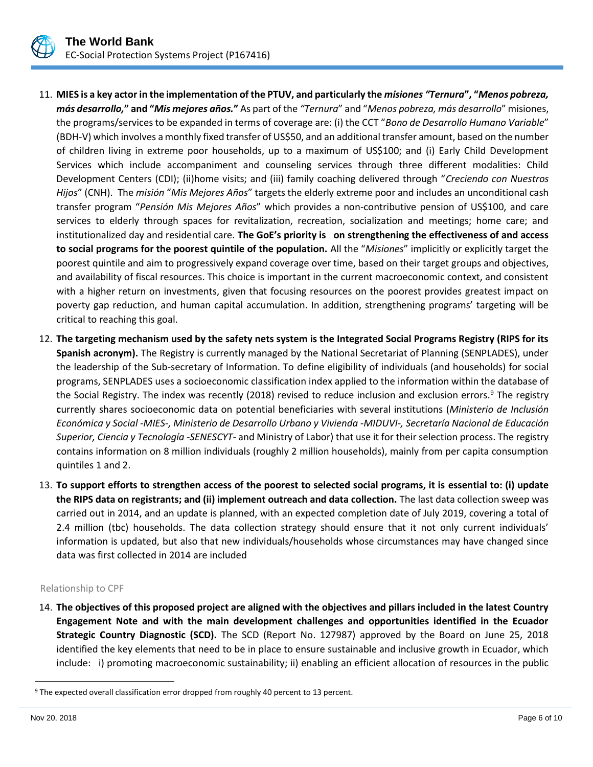11. **MIES is a key actor in the implementation of the PTUV, and particularly the *misiones "Ternura*", "*Menos pobreza, más desarrollo,*" and "*Mis mejores años.*"** As part of the *"Ternura*" and "*Menos pobreza, más desarrollo*" misiones, the programs/services to be expanded in terms of coverage are: (i) the CCT "*Bono de Desarrollo Humano Variable*" (BDH-V) which involves a monthly fixed transfer of US$50, and an additional transfer amount, based on the number of children living in extreme poor households, up to a maximum of US$100; and (i) Early Child Development Services which include accompaniment and counseling services through three different modalities: Child Development Centers (CDI); (ii)home visits; and (iii) family coaching delivered through "*Creciendo con Nuestros Hijos*" (CNH). The *misión* "*Mis Mejores Años*" targets the elderly extreme poor and includes an unconditional cash transfer program "*Pensión Mis Mejores Años*" which provides a non-contributive pension of US$100, and care services to elderly through spaces for revitalization, recreation, socialization and meetings; home care; and institutionalized day and residential care. **The GoE's priority is on strengthening the effectiveness of and access to social programs for the poorest quintile of the population.** All the "*Misiones*" implicitly or explicitly target the poorest quintile and aim to progressively expand coverage over time, based on their target groups and objectives, and availability of fiscal resources. This choice is important in the current macroeconomic context, and consistent with a higher return on investments, given that focusing resources on the poorest provides greatest impact on poverty gap reduction, and human capital accumulation. In addition, strengthening programs' targeting will be critical to reaching this goal.

12. **The targeting mechanism used by the safety nets system is the Integrated Social Programs Registry (RIPS for its Spanish acronym).** The Registry is currently managed by the National Secretariat of Planning (SENPLADES), under the leadership of the Sub-secretary of Information. To define eligibility of individuals (and households) for social programs, SENPLADES uses a socioeconomic classification index applied to the information within the database of the Social Registry. The index was recently (2018) revised to reduce inclusion and exclusion errors.[9] The registry **c**urrently shares socioeconomic data on potential beneficiaries with several institutions (*Ministerio de Inclusión Económica y Social -MIES-, Ministerio de Desarrollo Urbano y Vivienda -MIDUVI-, Secretaría Nacional de Educación Superior, Ciencia y Tecnología -SENESCYT-* and Ministry of Labor) that use it for their selection process. The registry contains information on 8 million individuals (roughly 2 million households), mainly from per capita consumption quintiles 1 and 2.

13. **To support efforts to strengthen access of the poorest to selected social programs, it is essential to: (i) update the RIPS data on registrants; and (ii) implement outreach and data collection.** The last data collection sweep was carried out in 2014, and an update is planned, with an expected completion date of July 2019, covering a total of 2.4 million (tbc) households. The data collection strategy should ensure that it not only current individuals' information is updated, but also that new individuals/households whose circumstances may have changed since data was first collected in 2014 are included

### Relationship to CPF

14. **The objectives of this proposed project are aligned with the objectives and pillars included in the latest Country Engagement Note and with the main development challenges and opportunities identified in the Ecuador Strategic Country Diagnostic (SCD).** The SCD (Report No. 127987) approved by the Board on June 25, 2018 identified the key elements that need to be in place to ensure sustainable and inclusive growth in Ecuador, which include: i) promoting macroeconomic sustainability; ii) enabling an efficient allocation of resources in the public

[9] The expected overall classification error dropped from roughly 40 percent to 13 percent.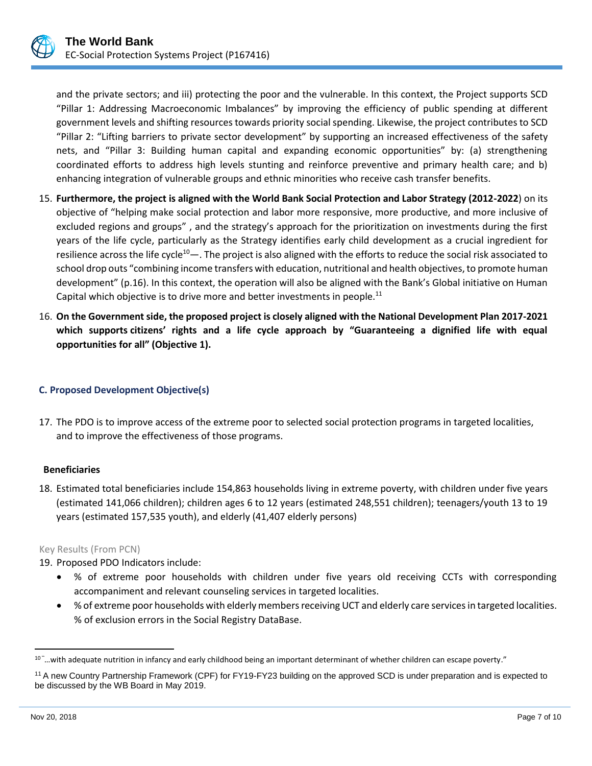and the private sectors; and iii) protecting the poor and the vulnerable. In this context, the Project supports SCD "Pillar 1: Addressing Macroeconomic Imbalances" by improving the efficiency of public spending at different government levels and shifting resources towards priority social spending. Likewise, the project contributes to SCD "Pillar 2: "Lifting barriers to private sector development" by supporting an increased effectiveness of the safety nets, and "Pillar 3: Building human capital and expanding economic opportunities" by: (a) strengthening coordinated efforts to address high levels stunting and reinforce preventive and primary health care; and b) enhancing integration of vulnerable groups and ethnic minorities who receive cash transfer benefits.

15. **Furthermore, the project is aligned with the World Bank Social Protection and Labor Strategy (2012-2022**) on its objective of "helping make social protection and labor more responsive, more productive, and more inclusive of excluded regions and groups" , and the strategy's approach for the prioritization on investments during the first years of the life cycle, particularly as the Strategy identifies early child development as a crucial ingredient for resilience across the life cycle[10]—. The project is also aligned with the efforts to reduce the social risk associated to school drop outs "combining income transfers with education, nutritional and health objectives, to promote human development" (p.16). In this context, the operation will also be aligned with the Bank's Global initiative on Human Capital which objective is to drive more and better investments in people.[11]

16. **On the Government side, the proposed project is closely aligned with the National Development Plan 2017-2021 which supports citizens' rights and a life cycle approach by "Guaranteeing a dignified life with equal opportunities for all" (Objective 1).**

### C. Proposed Development Objective(s)

17. The PDO is to improve access of the extreme poor to selected social protection programs in targeted localities, and to improve the effectiveness of those programs.

**Beneficiaries**

18. Estimated total beneficiaries include 154,863 households living in extreme poverty, with children under five years (estimated 141,066 children); children ages 6 to 12 years (estimated 248,551 children); teenagers/youth 13 to 19 years (estimated 157,535 youth), and elderly (41,407 elderly persons)

Key Results (From PCN)

19. Proposed PDO Indicators include:
    - % of extreme poor households with children under five years old receiving CCTs with corresponding accompaniment and relevant counseling services in targeted localities.
    - % of extreme poor households with elderly members receiving UCT and elderly care services in targeted localities. % of exclusion errors in the Social Registry DataBase.

---

[10] "…with adequate nutrition in infancy and early childhood being an important determinant of whether children can escape poverty."

[11] A new Country Partnership Framework (CPF) for FY19-FY23 building on the approved SCD is under preparation and is expected to be discussed by the WB Board in May 2019.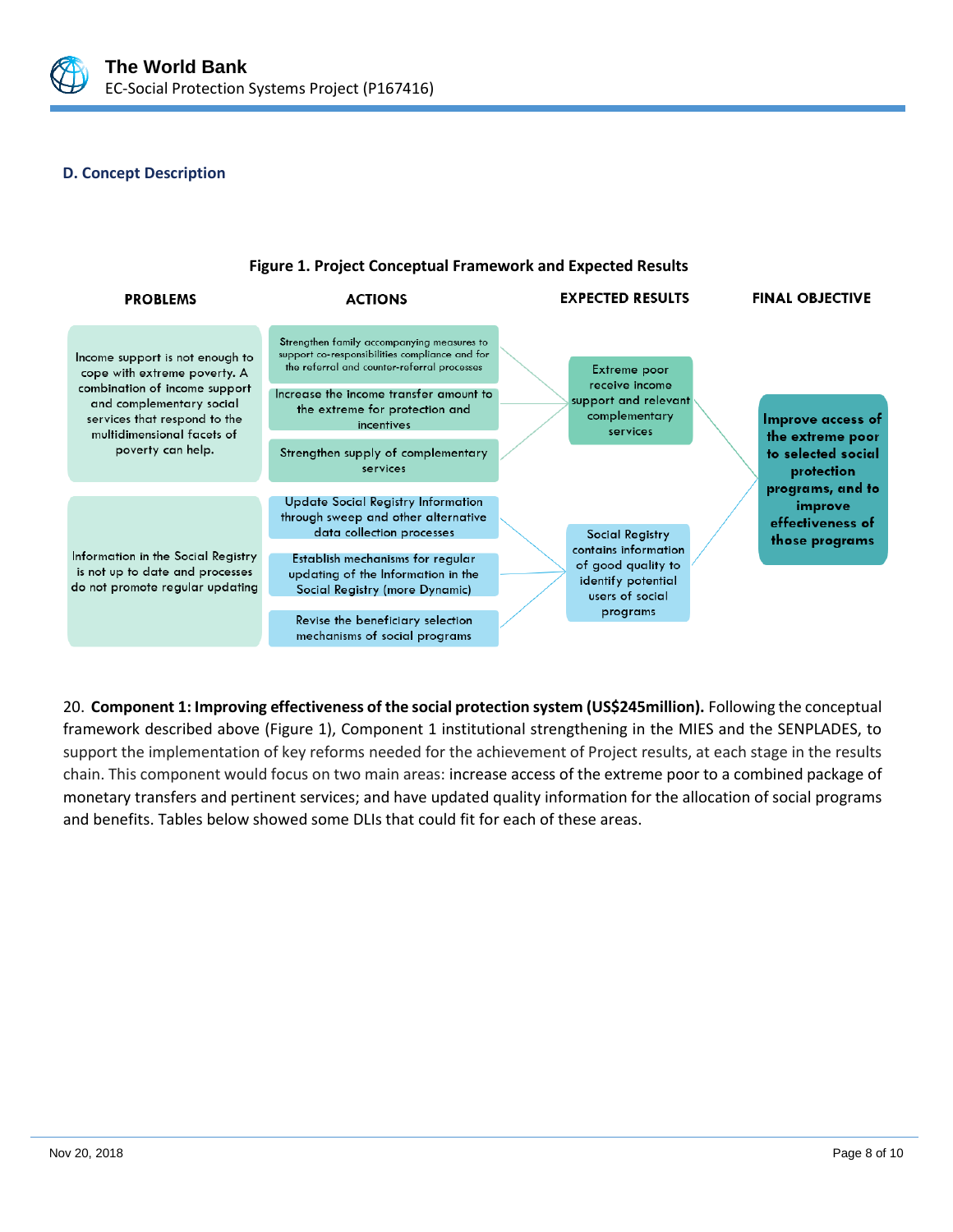### D. Concept Description

**Figure 1. Project Conceptual Framework and Expected Results**

| PROBLEMS | ACTIONS | EXPECTED RESULTS | FINAL OBJECTIVE |
|---|---|---|---|
| Income support is not enough to cope with extreme poverty. A combination of income support and complementary social services that respond to the multidimensional facets of poverty can help. | Strengthen family accompanying measures to support co-responsibilities compliance and for the referral and counter-referral processes | Extreme poor receive income support and relevant complementary services | Improve access of the extreme poor to selected social protection programs, and to improve effectiveness of those programs |
| | Increase the income transfer amount to the extreme for protection and incentives | | |
| | Strengthen supply of complementary services | | |
| Information in the Social Registry is not up to date and processes do not promote regular updating | Update Social Registry Information through sweep and other alternative data collection processes | Social Registry contains information of good quality to identify potential users of social programs | |
| | Establish mechanisms for regular updating of the Information in the Social Registry (more Dynamic) | | |
| | Revise the beneficiary selection mechanisms of social programs | | |

20. **Component 1: Improving effectiveness of the social protection system (US$245million).** Following the conceptual framework described above (Figure 1), Component 1 institutional strengthening in the MIES and the SENPLADES, to support the implementation of key reforms needed for the achievement of Project results, at each stage in the results chain. This component would focus on two main areas: increase access of the extreme poor to a combined package of monetary transfers and pertinent services; and have updated quality information for the allocation of social programs and benefits. Tables below showed some DLIs that could fit for each of these areas.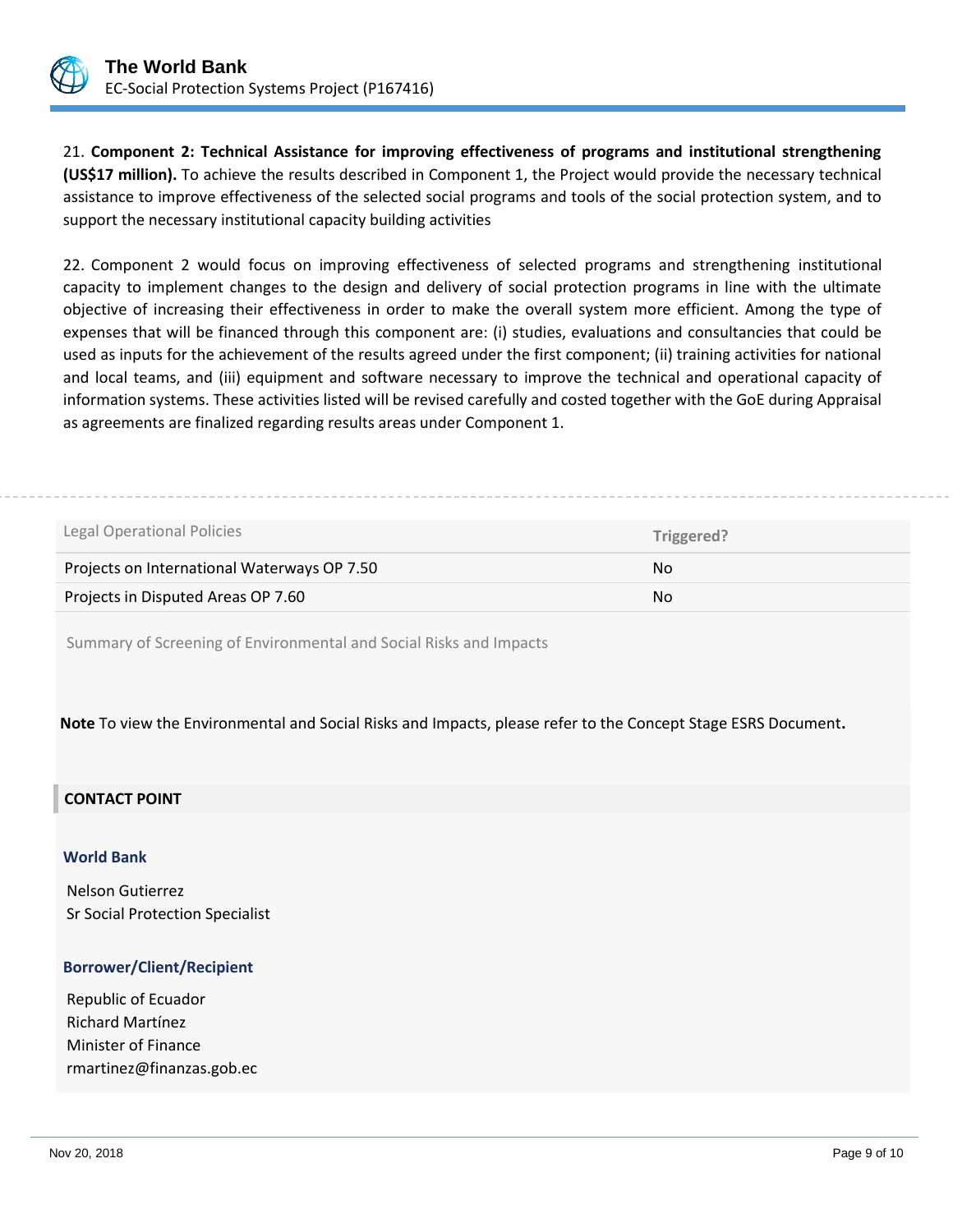21. **Component 2: Technical Assistance for improving effectiveness of programs and institutional strengthening (US$17 million).** To achieve the results described in Component 1, the Project would provide the necessary technical assistance to improve effectiveness of the selected social programs and tools of the social protection system, and to support the necessary institutional capacity building activities

22. Component 2 would focus on improving effectiveness of selected programs and strengthening institutional capacity to implement changes to the design and delivery of social protection programs in line with the ultimate objective of increasing their effectiveness in order to make the overall system more efficient. Among the type of expenses that will be financed through this component are: (i) studies, evaluations and consultancies that could be used as inputs for the achievement of the results agreed under the first component; (ii) training activities for national and local teams, and (iii) equipment and software necessary to improve the technical and operational capacity of information systems. These activities listed will be revised carefully and costed together with the GoE during Appraisal as agreements are finalized regarding results areas under Component 1.

| Legal Operational Policies | Triggered? |
| --- | --- |
| Projects on International Waterways OP 7.50 | No |
| Projects in Disputed Areas OP 7.60 | No |

Summary of Screening of Environmental and Social Risks and Impacts

**Note** To view the Environmental and Social Risks and Impacts, please refer to the Concept Stage ESRS Document**.**

## CONTACT POINT

### World Bank

Nelson Gutierrez
Sr Social Protection Specialist

### Borrower/Client/Recipient

Republic of Ecuador
Richard Martínez
Minister of Finance
rmartinez@finanzas.gob.ec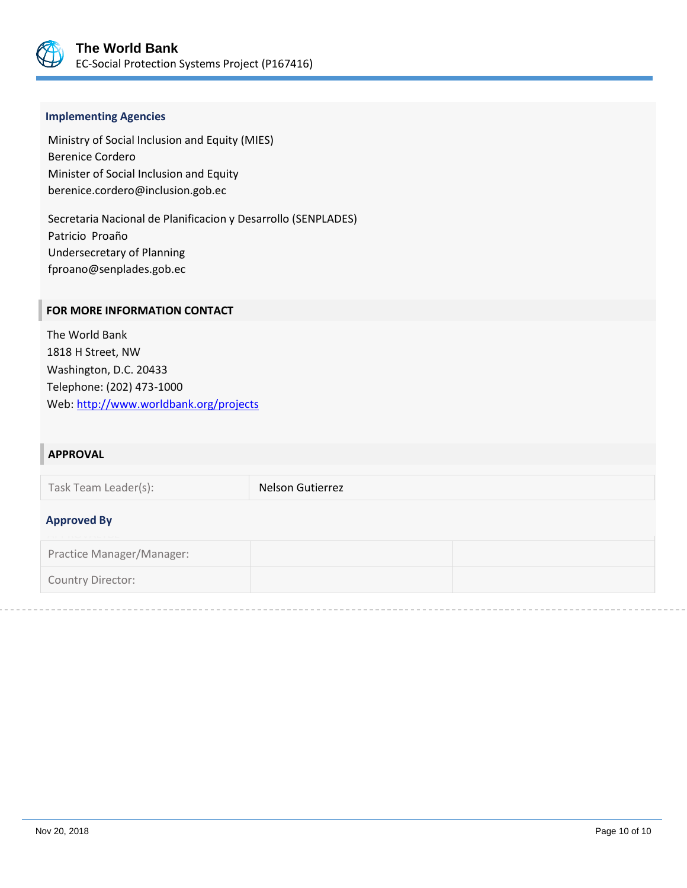### Implementing Agencies

Ministry of Social Inclusion and Equity (MIES)
Berenice Cordero
Minister of Social Inclusion and Equity
berenice.cordero@inclusion.gob.ec

Secretaria Nacional de Planificacion y Desarrollo (SENPLADES)
Patricio Proaño
Undersecretary of Planning
fproano@senplades.gob.ec

## FOR MORE INFORMATION CONTACT

The World Bank
1818 H Street, NW
Washington, D.C. 20433
Telephone: (202) 473-1000
Web: http://www.worldbank.org/projects

## APPROVAL

| | |
|---|---|
| Task Team Leader(s): | Nelson Gutierrez |

### Approved By

| | | |
|---|---|---|
| Practice Manager/Manager: | | |
| Country Director: | | |